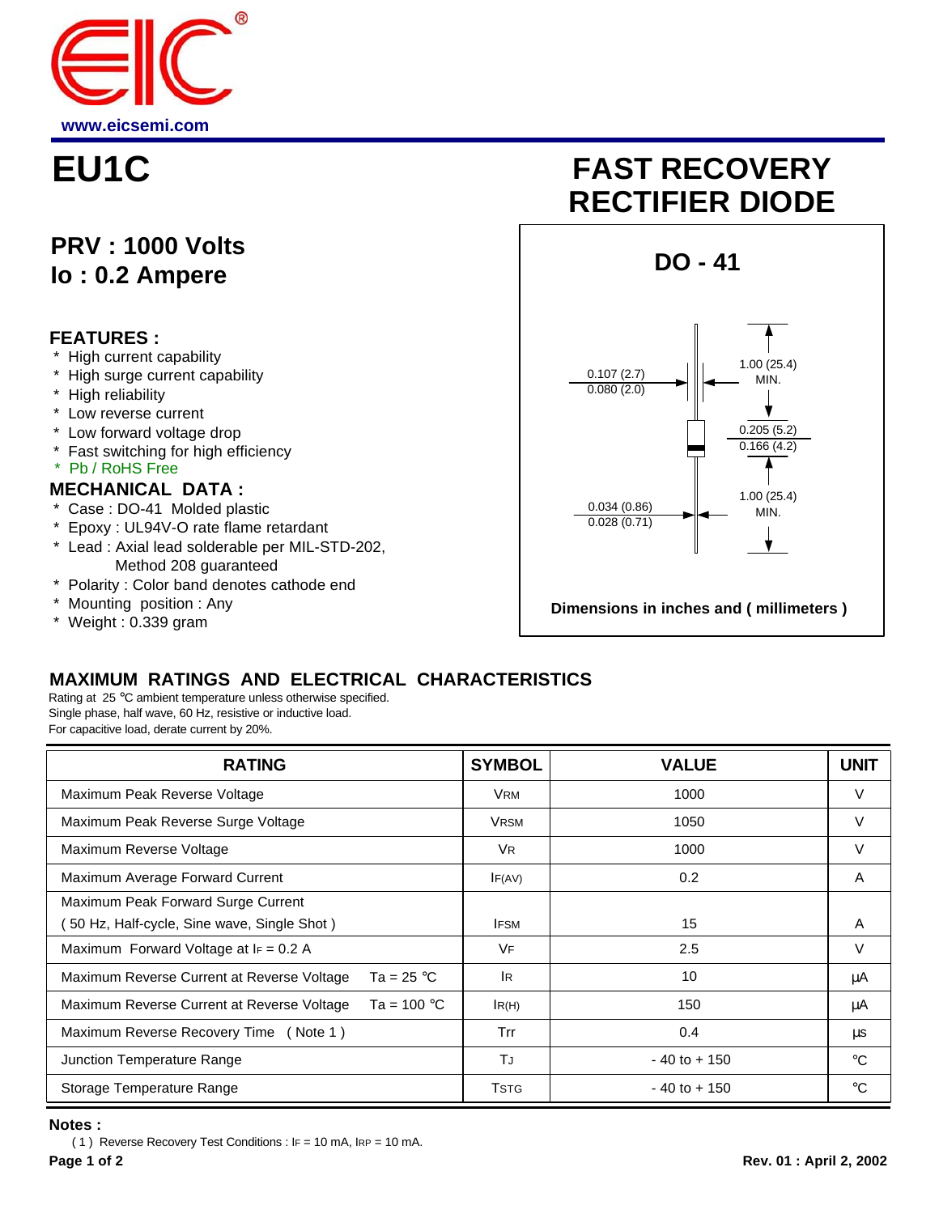www.eicsemi.com

# EU1C

# FAST RECOVERY RECTIFIER DIODE

## PRV : 1000 Volts
## Io : 0.2 Ampere

### FEATURES :

* High current capability
* High surge current capability
* High reliability
* Low reverse current
* Low forward voltage drop
* Fast switching for high efficiency
* Pb / RoHS Free

### MECHANICAL DATA :

* Case : DO-41 Molded plastic
* Epoxy : UL94V-O rate flame retardant
* Lead : Axial lead solderable per MIL-STD-202, Method 208 guaranteed
* Polarity : Color band denotes cathode end
* Mounting position : Any
* Weight : 0.339 gram

**DO - 41**

0.107 (2.7) / 0.080 (2.0)

1.00 (25.4) MIN.

0.205 (5.2) / 0.166 (4.2)

0.034 (0.86) / 0.028 (0.71)

1.00 (25.4) MIN.

**Dimensions in inches and ( millimeters )**

## MAXIMUM RATINGS AND ELECTRICAL CHARACTERISTICS

Rating at 25 °C ambient temperature unless otherwise specified.
Single phase, half wave, 60 Hz, resistive or inductive load.
For capacitive load, derate current by 20%.

| RATING | SYMBOL | VALUE | UNIT |
|---|---|---|---|
| Maximum Peak Reverse Voltage | $V_{RM}$ | 1000 | V |
| Maximum Peak Reverse Surge Voltage | $V_{RSM}$ | 1050 | V |
| Maximum Reverse Voltage | $V_R$ | 1000 | V |
| Maximum Average Forward Current | $I_{F(AV)}$ | 0.2 | A |
| Maximum Peak Forward Surge Current ( 50 Hz, Half-cycle, Sine wave, Single Shot ) | $I_{FSM}$ | 15 | A |
| Maximum Forward Voltage at $I_F$ = 0.2 A | $V_F$ | 2.5 | V |
| Maximum Reverse Current at Reverse Voltage Ta = 25 °C | $I_R$ | 10 | µA |
| Maximum Reverse Current at Reverse Voltage Ta = 100 °C | $I_{R(H)}$ | 150 | µA |
| Maximum Reverse Recovery Time ( Note 1 ) | Trr | 0.4 | µs |
| Junction Temperature Range | $T_J$ | - 40 to + 150 | °C |
| Storage Temperature Range | $T_{STG}$ | - 40 to + 150 | °C |

**Notes :**

( 1 ) Reverse Recovery Test Conditions : $I_F$ = 10 mA, $I_{RP}$ = 10 mA.

Rev. 01 : April 2, 2002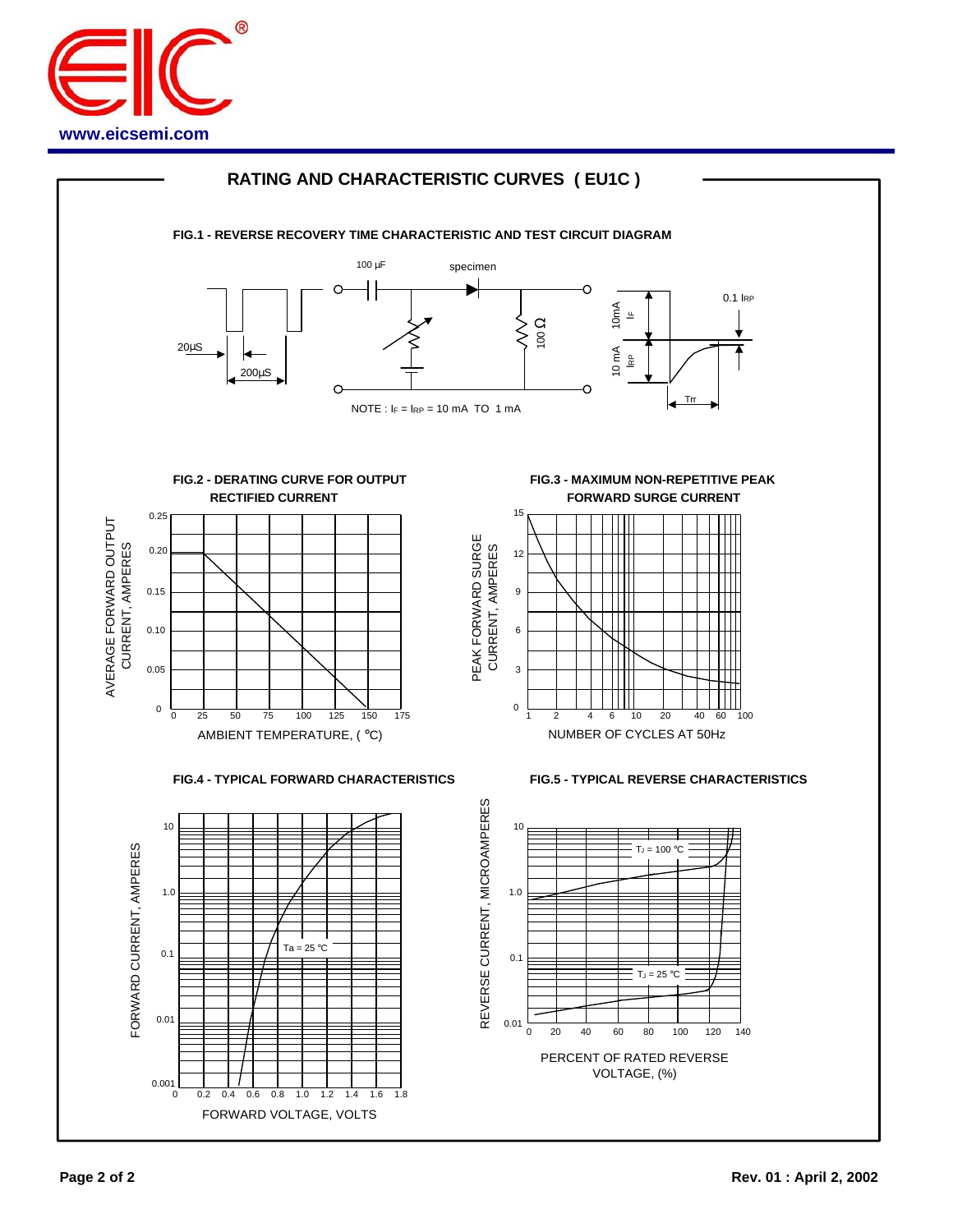www.eicsemi.com

## RATING AND CHARACTERISTIC CURVES ( EU1C )

### FIG.1 - REVERSE RECOVERY TIME CHARACTERISTIC AND TEST CIRCUIT DIAGRAM

100 μF

specimen

20μS

200μS

100 Ω

10mA

$I_F$

10 mA

$I_{RP}$

0.1 $I_{RP}$

Trr

NOTE : $I_F = I_{RP}$ = 10 mA TO 1 mA

### FIG.2 - DERATING CURVE FOR OUTPUT RECTIFIED CURRENT

AVERAGE FORWARD OUTPUT CURRENT, AMPERES

0.25
0.20
0.15
0.10
0.05
0

0 25 50 75 100 125 150 175

AMBIENT TEMPERATURE, ( °C)

### FIG.3 - MAXIMUM NON-REPETITIVE PEAK FORWARD SURGE CURRENT

PEAK FORWARD SURGE CURRENT, AMPERES

15
12
9
6
3
0

1 2 4 6 10 20 40 60 100

NUMBER OF CYCLES AT 50Hz

### FIG.4 - TYPICAL FORWARD CHARACTERISTICS

FORWARD CURRENT, AMPERES

10
1.0
0.1
0.01
0.001

Ta = 25 °C

0 0.2 0.4 0.6 0.8 1.0 1.2 1.4 1.6 1.8

FORWARD VOLTAGE, VOLTS

### FIG.5 - TYPICAL REVERSE CHARACTERISTICS

REVERSE CURRENT, MICROAMPERES

10
1.0
0.1
0.01

$T_J$ = 100 °C

$T_J$ = 25 °C

0 20 40 60 80 100 120 140

PERCENT OF RATED REVERSE VOLTAGE, (%)

Rev. 01 : April 2, 2002